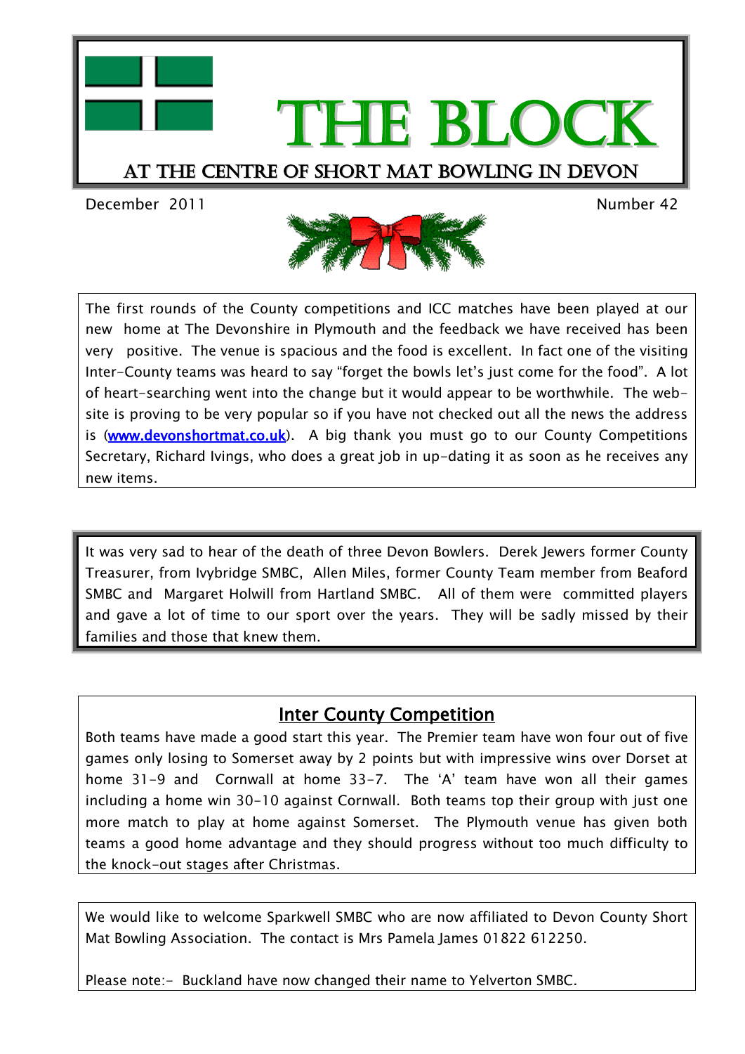# THE BLOCK

## AT THE CENTRE OF SHORT MAT BOWLING IN DEVON

December 2011 Number 42

The first rounds of the County competitions and ICC matches have been played at our new home at The Devonshire in Plymouth and the feedback we have received has been very positive. The venue is spacious and the food is excellent. In fact one of the visiting Inter-County teams was heard to say "forget the bowls let's just come for the food". A lot of heart-searching went into the change but it would appear to be worthwhile. The web-site is proving to be very popular so if you have not checked out all the news the address is (www.devonshortmat.co.uk). A big thank you must go to our County Competitions Secretary, Richard Ivings, who does a great job in up-dating it as soon as he receives any new items.

It was very sad to hear of the death of three Devon Bowlers. Derek Jewers former County Treasurer, from Ivybridge SMBC, Allen Miles, former County Team member from Beaford SMBC and Margaret Holwill from Hartland SMBC. All of them were committed players and gave a lot of time to our sport over the years. They will be sadly missed by their families and those that knew them.

## Inter County Competition

Both teams have made a good start this year. The Premier team have won four out of five games only losing to Somerset away by 2 points but with impressive wins over Dorset at home 31-9 and Cornwall at home 33-7. The 'A' team have won all their games including a home win 30-10 against Cornwall. Both teams top their group with just one more match to play at home against Somerset. The Plymouth venue has given both teams a good home advantage and they should progress without too much difficulty to the knock-out stages after Christmas.

We would like to welcome Sparkwell SMBC who are now affiliated to Devon County Short Mat Bowling Association. The contact is Mrs Pamela James 01822 612250.

Please note:- Buckland have now changed their name to Yelverton SMBC.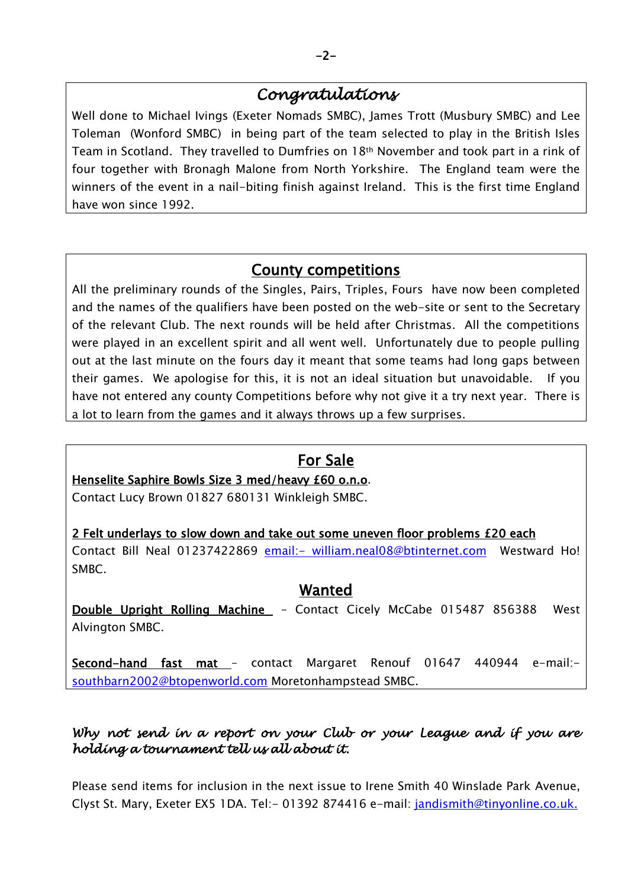## *Congratulations*

Well done to Michael Ivings (Exeter Nomads SMBC), James Trott (Musbury SMBC) and Lee Toleman (Wonford SMBC) in being part of the team selected to play in the British Isles Team in Scotland. They travelled to Dumfries on 18th November and took part in a rink of four together with Bronagh Malone from North Yorkshire. The England team were the winners of the event in a nail-biting finish against Ireland. This is the first time England have won since 1992.

## County competitions

All the preliminary rounds of the Singles, Pairs, Triples, Fours have now been completed and the names of the qualifiers have been posted on the web-site or sent to the Secretary of the relevant Club. The next rounds will be held after Christmas. All the competitions were played in an excellent spirit and all went well. Unfortunately due to people pulling out at the last minute on the fours day it meant that some teams had long gaps between their games. We apologise for this, it is not an ideal situation but unavoidable. If you have not entered any county Competitions before why not give it a try next year. There is a lot to learn from the games and it always throws up a few surprises.

## For Sale

**Henselite Saphire Bowls Size 3 med/heavy £60 o.n.o.**
Contact Lucy Brown 01827 680131 Winkleigh SMBC.

**2 Felt underlays to slow down and take out some uneven floor problems £20 each**
Contact Bill Neal 01237422869 email:- william.neal08@btinternet.com Westward Ho! SMBC.

## Wanted

**Double Upright Rolling Machine** – Contact Cicely McCabe 015487 856388 West Alvington SMBC.

**Second-hand fast mat** – contact Margaret Renouf 01647 440944 e-mail:- southbarn2002@btopenworld.com Moretonhampstead SMBC.

***Why not send in a report on your Club or your League and if you are holding a tournament tell us all about it.***

Please send items for inclusion in the next issue to Irene Smith 40 Winslade Park Avenue, Clyst St. Mary, Exeter EX5 1DA. Tel:- 01392 874416 e-mail: jandismith@tinyonline.co.uk.